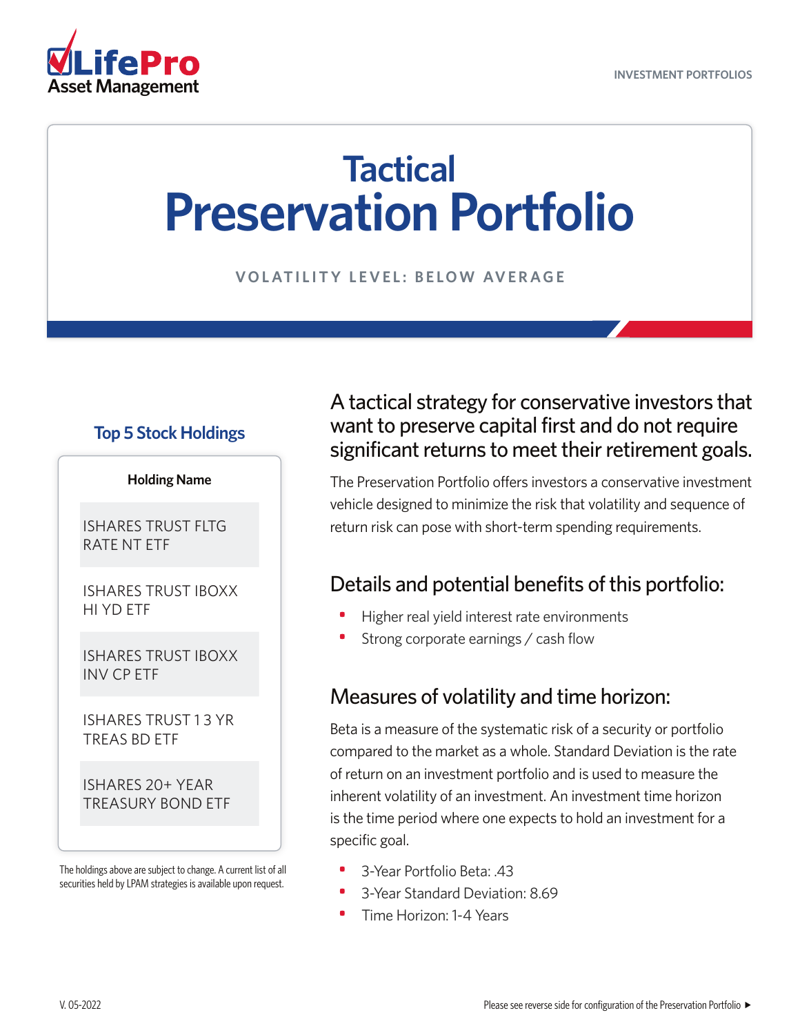LifePro Asset Management

INVESTMENT PORTFOLIOS

# Tactical Preservation Portfolio

VOLATILITY LEVEL: BELOW AVERAGE

## A tactical strategy for conservative investors that want to preserve capital first and do not require significant returns to meet their retirement goals.

The Preservation Portfolio offers investors a conservative investment vehicle designed to minimize the risk that volatility and sequence of return risk can pose with short-term spending requirements.

## Details and potential benefits of this portfolio:

- Higher real yield interest rate environments
- Strong corporate earnings / cash flow

## Measures of volatility and time horizon:

Beta is a measure of the systematic risk of a security or portfolio compared to the market as a whole. Standard Deviation is the rate of return on an investment portfolio and is used to measure the inherent volatility of an investment. An investment time horizon is the time period where one expects to hold an investment for a specific goal.

- 3-Year Portfolio Beta: .43
- 3-Year Standard Deviation: 8.69
- Time Horizon: 1-4 Years

### Top 5 Stock Holdings

| Holding Name |
|---|
| ISHARES TRUST FLTG RATE NT ETF |
| ISHARES TRUST IBOXX HI YD ETF |
| ISHARES TRUST IBOXX INV CP ETF |
| ISHARES TRUST 1 3 YR TREAS BD ETF |
| ISHARES 20+ YEAR TREASURY BOND ETF |

The holdings above are subject to change. A current list of all securities held by LPAM strategies is available upon request.

V. 05-2022

Please see reverse side for configuration of the Preservation Portfolio ►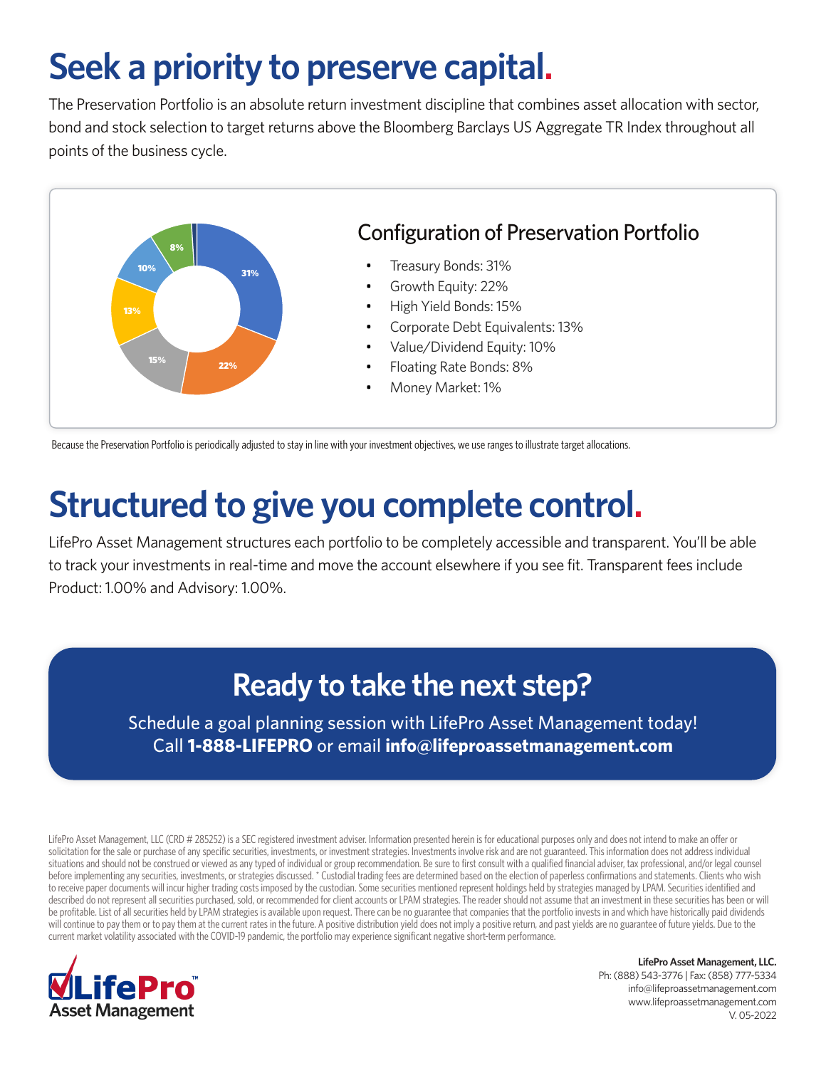# Seek a priority to preserve capital.

The Preservation Portfolio is an absolute return investment discipline that combines asset allocation with sector, bond and stock selection to target returns above the Bloomberg Barclays US Aggregate TR Index throughout all points of the business cycle.

31%
22%
15%
13%
10%
8%

## Configuration of Preservation Portfolio

- Treasury Bonds: 31%
- Growth Equity: 22%
- High Yield Bonds: 15%
- Corporate Debt Equivalents: 13%
- Value/Dividend Equity: 10%
- Floating Rate Bonds: 8%
- Money Market: 1%

Because the Preservation Portfolio is periodically adjusted to stay in line with your investment objectives, we use ranges to illustrate target allocations.

# Structured to give you complete control.

LifePro Asset Management structures each portfolio to be completely accessible and transparent. You'll be able to track your investments in real-time and move the account elsewhere if you see fit. Transparent fees include Product: 1.00% and Advisory: 1.00%.

## Ready to take the next step?

Schedule a goal planning session with LifePro Asset Management today!
Call **1-888-LIFEPRO** or email **info@lifeproassetmanagement.com**

LifePro Asset Management, LLC (CRD # 285252) is a SEC registered investment adviser. Information presented herein is for educational purposes only and does not intend to make an offer or solicitation for the sale or purchase of any specific securities, investments, or investment strategies. Investments involve risk and are not guaranteed. This information does not address individual situations and should not be construed or viewed as any typed of individual or group recommendation. Be sure to first consult with a qualified financial adviser, tax professional, and/or legal counsel before implementing any securities, investments, or strategies discussed. * Custodial trading fees are determined based on the election of paperless confirmations and statements. Clients who wish to receive paper documents will incur higher trading costs imposed by the custodian. Some securities mentioned represent holdings held by strategies managed by LPAM. Securities identified and described do not represent all securities purchased, sold, or recommended for client accounts or LPAM strategies. The reader should not assume that an investment in these securities has been or will be profitable. List of all securities held by LPAM strategies is available upon request. There can be no guarantee that companies that the portfolio invests in and which have historically paid dividends will continue to pay them or to pay them at the current rates in the future. A positive distribution yield does not imply a positive return, and past yields are no guarantee of future yields. Due to the current market volatility associated with the COVID-19 pandemic, the portfolio may experience significant negative short-term performance.

LifePro™ Asset Management

**LifePro Asset Management, LLC.**
Ph: (888) 543-3776 | Fax: (858) 777-5334
info@lifeproassetmanagement.com
www.lifeproassetmanagement.com
V. 05-2022